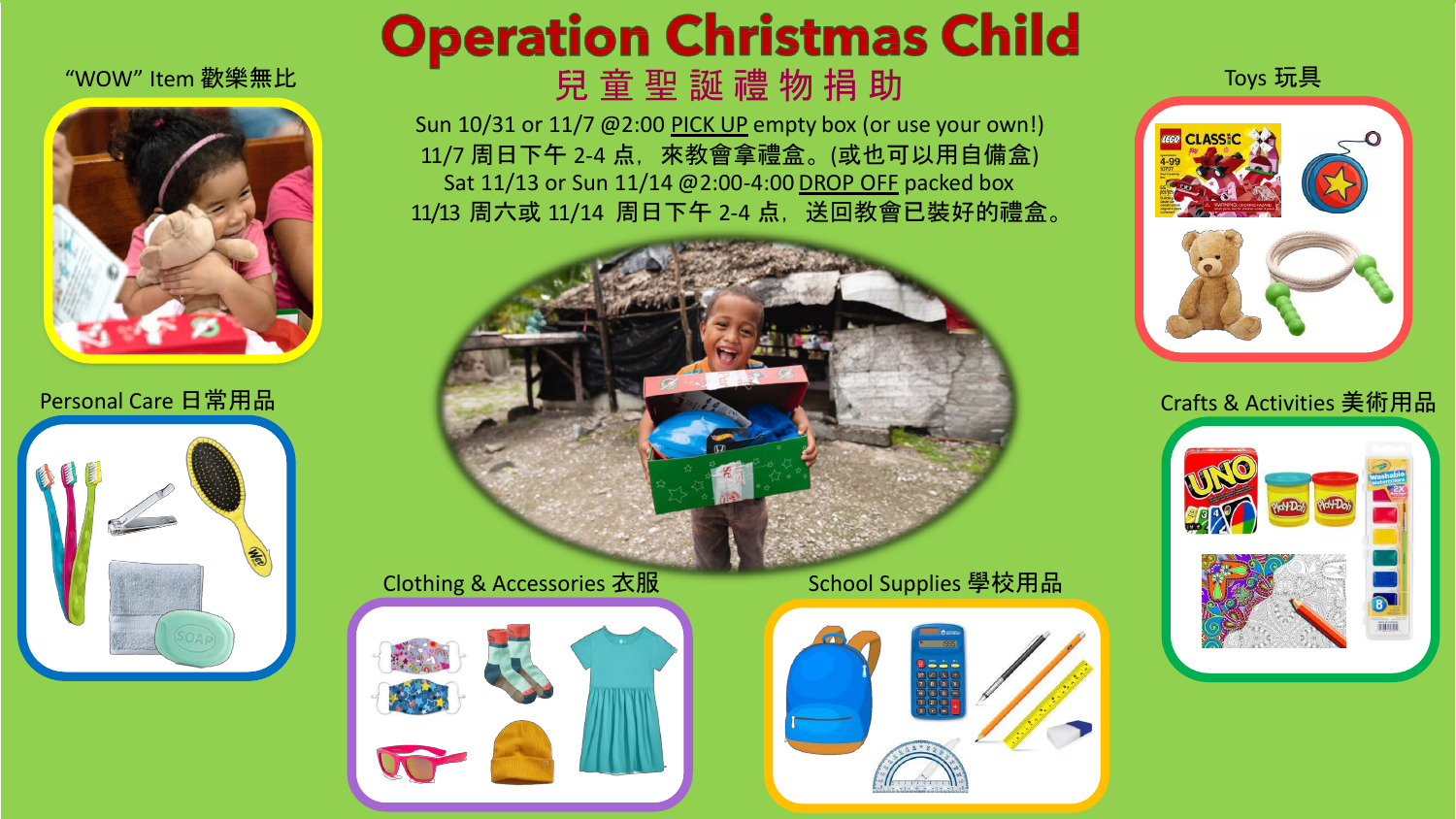# Operation Christmas Child

## 兒童聖誕禮物捐助

Sun 10/31 or 11/7 @2:00 PICK UP empty box (or use your own!)
11/7 周日下午 2-4 点，來教會拿禮盒。(或也可以用自備盒)
Sat 11/13 or Sun 11/14 @2:00-4:00 DROP OFF packed box
11/13 周六或 11/14 周日下午 2-4 点，送回教會已裝好的禮盒。

"WOW" Item 歡樂無比

Toys 玩具

Personal Care 日常用品

Crafts & Activities 美術用品

Clothing & Accessories 衣服

School Supplies 學校用品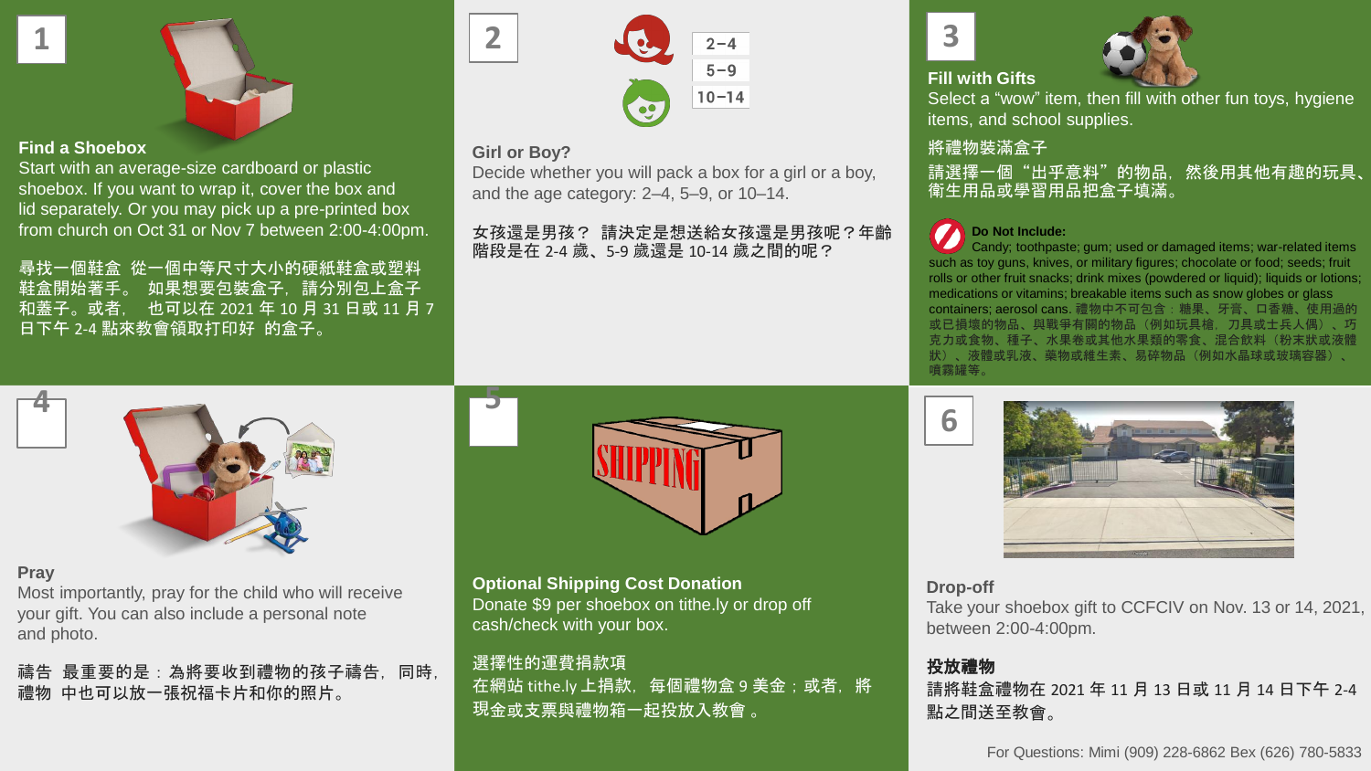## 1

### Find a Shoebox

Start with an average-size cardboard or plastic shoebox. If you want to wrap it, cover the box and lid separately. Or you may pick up a pre-printed box from church on Oct 31 or Nov 7 between 2:00-4:00pm.

尋找一個鞋盒 從一個中等尺寸大小的硬紙鞋盒或塑料鞋盒開始著手。 如果想要包裝盒子，請分別包上盒子和蓋子。或者， 也可以在 2021 年 10 月 31 日或 11 月 7 日下午 2-4 點來教會領取打印好 的盒子。

## 2

2–4
5–9
10–14

### Girl or Boy?

Decide whether you will pack a box for a girl or a boy, and the age category: 2–4, 5–9, or 10–14.

女孩還是男孩？ 請決定是想送給女孩還是男孩呢？年齡階段是在 2-4 歲、5-9 歲還是 10-14 歲之間的呢？

## 3

### Fill with Gifts

Select a “wow” item, then fill with other fun toys, hygiene items, and school supplies.

將禮物裝滿盒子

請選擇一個“出乎意料”的物品，然後用其他有趣的玩具、衛生用品或學習用品把盒子填滿。

**Do Not Include:**

Candy; toothpaste; gum; used or damaged items; war-related items such as toy guns, knives, or military figures; chocolate or food; seeds; fruit rolls or other fruit snacks; drink mixes (powdered or liquid); liquids or lotions; medications or vitamins; breakable items such as snow globes or glass containers; aerosol cans. 禮物中不可包含：糖果、牙膏、口香糖、使用過的或已損壞的物品、與戰爭有關的物品（例如玩具槍、刀具或士兵人偶）、巧克力或食物、種子、水果卷或其他水果類的零食、混合飲料（粉末狀或液體狀）、液體或乳液、藥物或維生素、易碎物品（例如水晶球或玻璃容器）、噴霧罐等。

## 4

### Pray

Most importantly, pray for the child who will receive your gift. You can also include a personal note and photo.

禱告 最重要的是：為將要收到禮物的孩子禱告，同時，禮物 中也可以放一張祝福卡片和你的照片。

## 5

### Optional Shipping Cost Donation

Donate $9 per shoebox on tithe.ly or drop off cash/check with your box.

選擇性的運費捐款項

在網站 tithe.ly 上捐款，每個禮物盒 9 美金；或者，將現金或支票與禮物箱一起投放入教會 。

## 6

### Drop-off

Take your shoebox gift to CCFCIV on Nov. 13 or 14, 2021, between 2:00-4:00pm.

**投放禮物**

請將鞋盒禮物在 2021 年 11 月 13 日或 11 月 14 日下午 2-4 點之間送至教會。

For Questions: Mimi (909) 228-6862 Bex (626) 780-5833